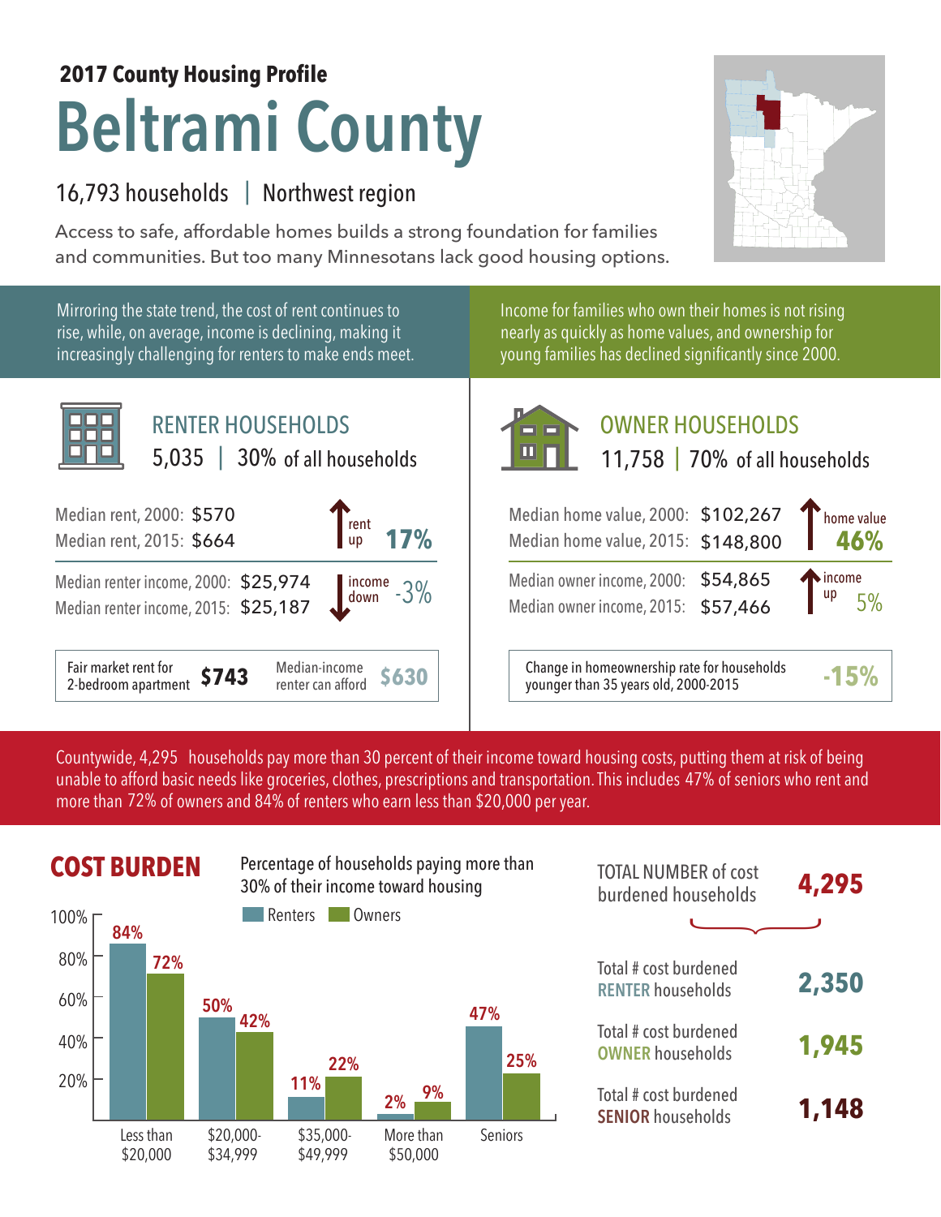**2017 County Housing Profile**

# Beltrami County

16,793 households | Northwest region

Access to safe, affordable homes builds a strong foundation for families and communities. But too many Minnesotans lack good housing options.

Mirroring the state trend, the cost of rent continues to rise, while, on average, income is declining, making it increasingly challenging for renters to make ends meet.

## RENTER HOUSEHOLDS

5,035 | 30% of all households

| | | |
|---|---|---|
| Median rent, 2000: | $570 | rent up 17% |
| Median rent, 2015: | $664 | |
| Median renter income, 2000: | $25,974 | income down -3% |
| Median renter income, 2015: | $25,187 | |

Fair market rent for 2-bedroom apartment **$743** | Median-income renter can afford **$630**

Income for families who own their homes is not rising nearly as quickly as home values, and ownership for young families has declined significantly since 2000.

## OWNER HOUSEHOLDS

11,758 | 70% of all households

| | | |
|---|---|---|
| Median home value, 2000: | $102,267 | home value up 46% |
| Median home value, 2015: | $148,800 | |
| Median owner income, 2000: | $54,865 | income up 5% |
| Median owner income, 2015: | $57,466 | |

Change in homeownership rate for households younger than 35 years old, 2000-2015 **-15%**

Countywide, 4,295 households pay more than 30 percent of their income toward housing costs, putting them at risk of being unable to afford basic needs like groceries, clothes, prescriptions and transportation. This includes 47% of seniors who rent and more than 72% of owners and 84% of renters who earn less than $20,000 per year.

## COST BURDEN

Percentage of households paying more than 30% of their income toward housing

| | Renters | Owners |
|---|---|---|
| Less than $20,000 | 84% | 72% |
| $20,000-$34,999 | 50% | 42% |
| $35,000-$49,999 | 11% | 22% |
| More than $50,000 | 2% | 9% |
| Seniors | 47% | 25% |

| | |
|---|---|
| TOTAL NUMBER of cost burdened households | **4,295** |
| Total # cost burdened RENTER households | **2,350** |
| Total # cost burdened OWNER households | **1,945** |
| Total # cost burdened SENIOR households | **1,148** |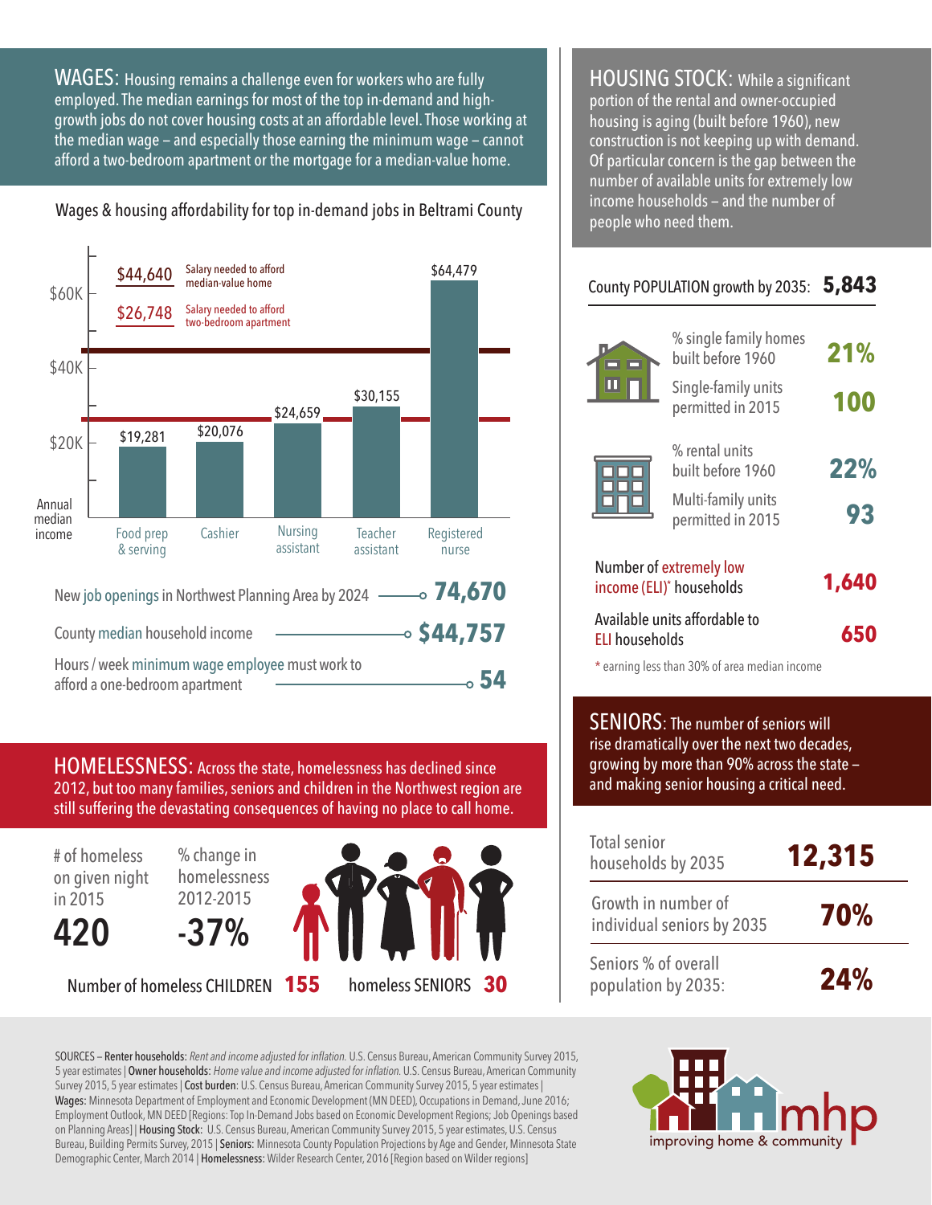## WAGES:

Housing remains a challenge even for workers who are fully employed. The median earnings for most of the top in-demand and high-growth jobs do not cover housing costs at an affordable level. Those working at the median wage – and especially those earning the minimum wage – cannot afford a two-bedroom apartment or the mortgage for a median-value home.

Wages & housing affordability for top in-demand jobs in Beltrami County

$44,640 Salary needed to afford median-value home

$26,748 Salary needed to afford two-bedroom apartment

$60K
$40K
$20K
Annual median income

$19,281 Food prep & serving
$20,076 Cashier
$24,659 Nursing assistant
$30,155 Teacher assistant
$64,479 Registered nurse

New job openings in Northwest Planning Area by 2024 **74,670**

County median household income **$44,757**

Hours / week minimum wage employee must work to afford a one-bedroom apartment **54**

## HOMELESSNESS:

Across the state, homelessness has declined since 2012, but too many families, seniors and children in the Northwest region are still suffering the devastating consequences of having no place to call home.

# of homeless on given night in 2015 **420**

% change in homelessness 2012-2015 **-37%**

Number of homeless CHILDREN **155**

homeless SENIORS **30**

## HOUSING STOCK:

While a significant portion of the rental and owner-occupied housing is aging (built before 1960), new construction is not keeping up with demand. Of particular concern is the gap between the number of available units for extremely low income households – and the number of people who need them.

County POPULATION growth by 2035: **5,843**

| | |
|---|---|
| % single family homes built before 1960 | **21%** |
| Single-family units permitted in 2015 | **100** |
| % rental units built before 1960 | **22%** |
| Multi-family units permitted in 2015 | **93** |
| Number of extremely low income (ELI)* households | **1,640** |
| Available units affordable to ELI households | **650** |

\* earning less than 30% of area median income

## SENIORS:

The number of seniors will rise dramatically over the next two decades, growing by more than 90% across the state – and making senior housing a critical need.

| | |
|---|---|
| Total senior households by 2035 | **12,315** |
| Growth in number of individual seniors by 2035 | **70%** |
| Seniors % of overall population by 2035: | **24%** |

SOURCES – **Renter households:** *Rent and income adjusted for inflation.* U.S. Census Bureau, American Community Survey 2015, 5 year estimates | **Owner households:** *Home value and income adjusted for inflation.* U.S. Census Bureau, American Community Survey 2015, 5 year estimates | **Cost burden:** U.S. Census Bureau, American Community Survey 2015, 5 year estimates | **Wages:** Minnesota Department of Employment and Economic Development (MN DEED), Occupations in Demand, June 2016; Employment Outlook, MN DEED [Regions: Top In-Demand Jobs based on Economic Development Regions; Job Openings based on Planning Areas] | **Housing Stock:** U.S. Census Bureau, American Community Survey 2015, 5 year estimates, U.S. Census Bureau, Building Permits Survey, 2015 | **Seniors:** Minnesota County Population Projections by Age and Gender, Minnesota State Demographic Center, March 2014 | **Homelessness:** Wilder Research Center, 2016 [Region based on Wilder regions]

mhp improving home & community